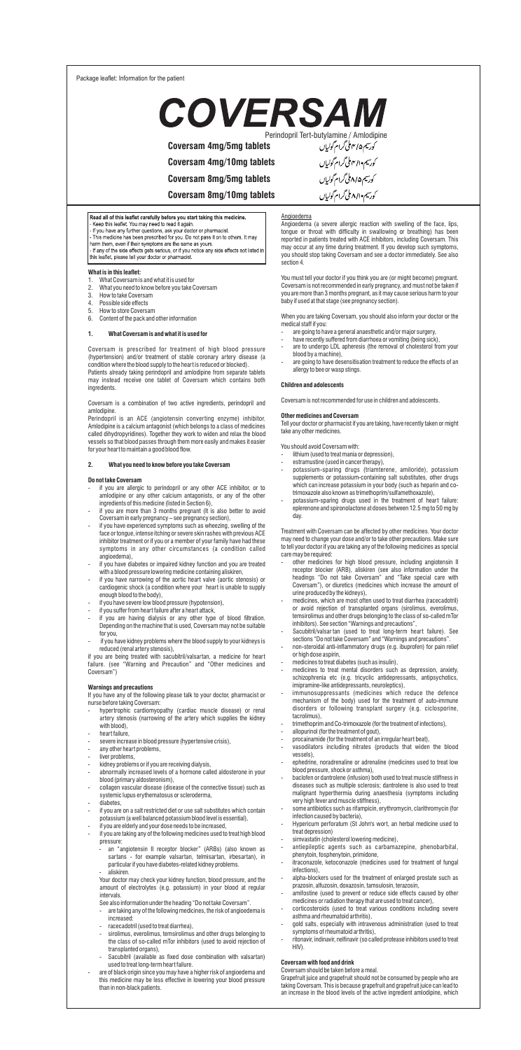Package leaflet: Information for the patient

# COVERSAM

Perindopril Tert-butylamine / Amlodipine

**Coversam 4mg/5mg tablets** کورسیم ۵/۴ ملی گرام گولیاں

**Coversam 4mg/10mg tablets** کورسیم ۱۰/۴ ملی گرام گولیاں

**Coversam 8mg/5mg tablets** کورسیم ۵/۸ ملی گرام گولیاں

**Coversam 8mg/10mg tablets** کورسیم ۱۰/۸ ملی گرام گولیاں

**Read all of this leaflet carefully before you start taking this medicine.**
- Keep this leaflet. You may need to read it again.
- If you have any further questions, ask your doctor or pharmacist.
- This medicine has been prescribed for you. Do not pass it on to others. It may harm them, even if their symptoms are the same as yours.
- If any of the side effects gets serious, or if you notice any side effects not listed in this leaflet, please tell your doctor or pharmacist.

**What is in this leaflet:**
1. What Coversam is and what it is used for
2. What you need to know before you take Coversam
3. How to take Coversam
4. Possible side effects
5. How to store Coversam
6. Content of the pack and other information

## 1. What Coversam is and what it is used for

Coversam is prescribed for treatment of high blood pressure (hypertension) and/or treatment of stable coronary artery disease (a condition where the blood supply to the heart is reduced or blocked).
Patients already taking perindopril and amlodipine from separate tablets may instead receive one tablet of Coversam which contains both ingredients.

Coversam is a combination of two active ingredients, perindopril and amlodipine.
Perindopril is an ACE (angiotensin converting enzyme) inhibitor. Amlodipine is a calcium antagonist (which belongs to a class of medicines called dihydropyridines). Together they work to widen and relax the blood vessels so that blood passes through them more easily and makes it easier for your heart to maintain a good blood flow.

## 2. What you need to know before you take Coversam

**Do not take Coversam**
- if you are allergic to perindopril or any other ACE inhibitor, or to amlodipine or any other calcium antagonists, or any of the other ingredients of this medicine (listed in Section 6),
- if you are more than 3 months pregnant (It is also better to avoid Coversam in early pregnancy – see pregnancy section),
- if you have experienced symptoms such as wheezing, swelling of the face or tongue, intense itching or severe skin rashes with previous ACE inhibitor treatment or if you or a member of your family have had these symptoms in any other circumstances (a condition called angioedema),
- if you have diabetes or impaired kidney function and you are treated with a blood pressure lowering medicine containing aliskiren,
- if you have narrowing of the aortic heart valve (aortic stenosis) or cardiogenic shock (a condition where your heart is unable to supply enough blood to the body),
- if you have severe low blood pressure (hypotension),
- if you suffer from heart failure after a heart attack,
- if you are having dialysis or any other type of blood filtration. Depending on the machine that is used, Coversam may not be suitable for you,
- if you have kidney problems where the blood supply to your kidneys is reduced (renal artery stenosis),

if you are being treated with sacubitril/valsartan, a medicine for heart failure. (see "Warning and Precaution" and "Other medicines and Coversam")

**Warnings and precautions**
If you have any of the following please talk to your doctor, pharmacist or nurse before taking Coversam:
- hypertrophic cardiomyopathy (cardiac muscle disease) or renal artery stenosis (narrowing of the artery which supplies the kidney with blood),
- heart failure,
- severe increase in blood pressure (hypertensive crisis),
- any other heart problems,
- liver problems,
- kidney problems or if you are receiving dialysis,
- abnormally increased levels of a hormone called aldosterone in your blood (primary aldosteronism),
- collagen vascular disease (disease of the connective tissue) such as systemic lupus erythematosus or scleroderma,
- diabetes,
- if you are on a salt restricted diet or use salt substitutes which contain potassium (a well balanced potassium blood level is essential),
- if you are elderly and your dose needs to be increased,
- if you are taking any of the following medicines used to treat high blood pressure:
  - an "angiotensin II receptor blocker" (ARBs) (also known as sartans - for example valsartan, telmisartan, irbesartan), in particular if you have diabetes-related kidney problems.
  - aliskiren.

  Your doctor may check your kidney function, blood pressure, and the amount of electrolytes (e.g. potassium) in your blood at regular intervals.

  See also information under the heading "Do not take Coversam".
  - are taking any of the following medicines, the risk of angioedema is increased:
  - racecadotril (used to treat diarrhea),
  - sirolimus, everolimus, temsirolimus and other drugs belonging to the class of so-called mTor inhibitors (used to avoid rejection of transplanted organs),
  - Sacubitril (available as fixed dose combination with valsartan) used to treat long-term heart failure.
- are of black origin since you may have a higher risk of angioedema and this medicine may be less effective in lowering your blood pressure than in non-black patients.

Angioedema
Angioedema (a severe allergic reaction with swelling of the face, lips, tongue or throat with difficulty in swallowing or breathing) has been reported in patients treated with ACE inhibitors, including Coversam. This may occur at any time during treatment. If you develop such symptoms, you should stop taking Coversam and see a doctor immediately. See also section 4.

You must tell your doctor if you think you are (or might become) pregnant. Coversam is not recommended in early pregnancy, and must not be taken if you are more than 3 months pregnant, as it may cause serious harm to your baby if used at that stage (see pregnancy section).

When you are taking Coversam, you should also inform your doctor or the medical staff if you:
- are going to have a general anaesthetic and/or major surgery,
- have recently suffered from diarrhoea or vomiting (being sick),
- are to undergo LDL apheresis (the removal of cholesterol from your blood by a machine),
- are going to have desensitisation treatment to reduce the effects of an allergy to bee or wasp stings.

**Children and adolescents**

Coversam is not recommended for use in children and adolescents.

**Other medicines and Coversam**
Tell your doctor or pharmacist if you are taking, have recently taken or might take any other medicines.

You should avoid Coversam with:
- lithium (used to treat mania or depression),
- estramustine (used in cancer therapy),
- potassium-sparing drugs (triamterene, amiloride), potassium supplements or potassium-containing salt substitutes, other drugs which can increase potassium in your body (such as heparin and co-trimoxazole also known as trimethoprim/sulfamethoxazole),
- potassium-sparing drugs used in the treatment of heart failure: eplerenone and spironolactone at doses between 12.5 mg to 50 mg by day.

Treatment with Coversam can be affected by other medicines. Your doctor may need to change your dose and/or to take other precautions. Make sure to tell your doctor if you are taking any of the following medicines as special care may be required:
- other medicines for high blood pressure, including angiotensin II receptor blocker (ARB), aliskiren (see also information under the headings "Do not take Coversam" and "Take special care with Coversam"), or diuretics (medicines which increase the amount of urine produced by the kidneys),
- medicines, which are most often used to treat diarrhea (racecadotril) or avoid rejection of transplanted organs (sirolimus, everolimus, temsirolimus and other drugs belonging to the class of so-called mTor inhibitors). See section "Warnings and precautions",
- Sacubitril/valsartan (used to treat long-term heart failure). See sections "Do not take Coversam" and "Warnings and precautions".
- non-steroidal anti-inflammatory drugs (e.g. ibuprofen) for pain relief or high dose aspirin,
- medicines to treat diabetes (such as insulin),
- medicines to treat mental disorders such as depression, anxiety, schizophrenia etc (e.g. tricyclic antidepressants, antipsychotics, imipramine-like antidepressants, neuroleptics),
- immunosuppressants (medicines which reduce the defence mechanism of the body) used for the treatment of auto-immune disorders or following transplant surgery (e.g. ciclosporine, tacrolimus),
- trimethoprim and Co-trimoxazole (for the treatment of infections),
- allopurinol (for the treatment of gout),
- procainamide (for the treatment of an irregular heart beat),
- vasodilators including nitrates (products that widen the blood vessels),
- ephedrine, noradrenaline or adrenaline (medicines used to treat low blood pressure, shock or asthma),
- baclofen or dantrolene (infusion) both used to treat muscle stiffness in diseases such as multiple sclerosis; dantrolene is also used to treat malignant hyperthermia during anaesthesia (symptoms including very high fever and muscle stiffness),
- some antibiotics such as rifampicin, erythromycin, clarithromycin (for infection caused by bacteria),
- Hypericum perforatum (St John's wort, an herbal medicine used to treat depression)
- simvastatin (cholesterol lowering medicine),
- antiepileptic agents such as carbamazepine, phenobarbital, phenytoin, fosphenytoin, primidone,
- itraconazole, ketoconazole (medicines used for treatment of fungal infections),
- alpha-blockers used for the treatment of enlarged prostate such as prazosin, alfuzosin, doxazosin, tamsulosin, terazosin,
- amifostine (used to prevent or reduce side effects caused by other medicines or radiation therapy that are used to treat cancer),
- corticosteroids (used to treat various conditions including severe asthma and rheumatoid arthritis),
- gold salts, especially with intravenous administration (used to treat symptoms of rheumatoid arthritis),
- ritonavir, indinavir, nelfinavir (so called protease inhibitors used to treat HIV).

**Coversam with food and drink**
Coversam should be taken before a meal.
Grapefruit juice and grapefruit should not be consumed by people who are taking Coversam. This is because grapefruit and grapefruit juice can lead to an increase in the blood levels of the active ingredient amlodipine, which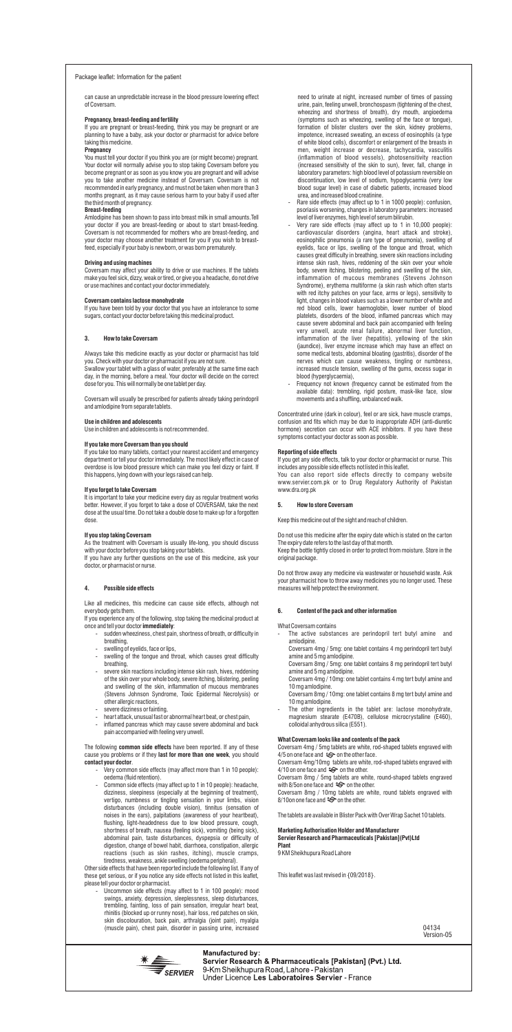can cause an unpredictable increase in the blood pressure lowering effect of Coversam.

**Pregnancy, breast-feeding and fertility**

If you are pregnant or breast-feeding, think you may be pregnant or are planning to have a baby, ask your doctor or pharmacist for advice before taking this medicine.

**Pregnancy**

You must tell your doctor if you think you are (or might become) pregnant. Your doctor will normally advise you to stop taking Coversam before you become pregnant or as soon as you know you are pregnant and will advise you to take another medicine instead of Coversam. Coversam is not recommended in early pregnancy, and must not be taken when more than 3 months pregnant, as it may cause serious harm to your baby if used after the third month of pregnancy.

**Breast-feeding**

Amlodipine has been shown to pass into breast milk in small amounts. Tell your doctor if you are breast-feeding or about to start breast-feeding. Coversam is not recommended for mothers who are breast-feeding, and your doctor may choose another treatment for you if you wish to breast-feed, especially if your baby is newborn, or was born prematurely.

**Driving and using machines**

Coversam may affect your ability to drive or use machines. If the tablets make you feel sick, dizzy, weak or tired, or give you a headache, do not drive or use machines and contact your doctor immediately.

**Coversam contains lactose monohydrate**

If you have been told by your doctor that you have an intolerance to some sugars, contact your doctor before taking this medicinal product.

## 3. How to take Coversam

Always take this medicine exactly as your doctor or pharmacist has told you. Check with your doctor or pharmacist if you are not sure.
Swallow your tablet with a glass of water, preferably at the same time each day, in the morning, before a meal. Your doctor will decide on the correct dose for you. This will normally be one tablet per day.

Coversam will usually be prescribed for patients already taking perindopril and amlodipine from separate tablets.

**Use in children and adolescents**

Use in children and adolescents is not recommended.

**If you take more Coversam than you should**

If you take too many tablets, contact your nearest accident and emergency department or tell your doctor immediately. The most likely effect in case of overdose is low blood pressure which can make you feel dizzy or faint. If this happens, lying down with your legs raised can help.

**If you forget to take Coversam**

It is important to take your medicine every day as regular treatment works better. However, if you forget to take a dose of COVERSAM, take the next dose at the usual time. Do not take a double dose to make up for a forgotten dose.

**If you stop taking Coversam**

As the treatment with Coversam is usually life-long, you should discuss with your doctor before you stop taking your tablets.
If you have any further questions on the use of this medicine, ask your doctor, or pharmacist or nurse.

## 4. Possible side effects

Like all medicines, this medicine can cause side effects, although not everybody gets them.
If you experience any of the following, stop taking the medicinal product at once and tell your doctor **immediately**:

- sudden wheeziness, chest pain, shortness of breath, or difficulty in breathing,
- swelling of eyelids, face or lips,
- swelling of the tongue and throat, which causes great difficulty breathing,
- severe skin reactions including intense skin rash, hives, reddening of the skin over your whole body, severe itching, blistering, peeling and swelling of the skin, inflammation of mucous membranes (Stevens Johnson Syndrome, Toxic Epidermal Necrolysis) or other allergic reactions,
- severe dizziness or fainting,
- heart attack, unusual fast or abnormal heart beat, or chest pain,
- inflamed pancreas which may cause severe abdominal and back pain accompanied with feeling very unwell.

The following **common side effects** have been reported. If any of these cause you problems or if they **last for more than one week**, you should **contact your doctor**.

- Very common side effects (may affect more than 1 in 10 people): oedema (fluid retention).
- Common side effects (may affect up to 1 in 10 people): headache, dizziness, sleepiness (especially at the beginning of treatment), vertigo, numbness or tingling sensation in your limbs, vision disturbances (including double vision), tinnitus (sensation of noises in the ears), palpitations (awareness of your heartbeat), flushing, light-headedness due to low blood pressure, cough, shortness of breath, nausea (feeling sick), vomiting (being sick), abdominal pain, taste disturbances, dyspepsia or difficulty of digestion, change of bowel habit, diarrhoea, constipation, allergic reactions (such as skin rashes, itching), muscle cramps, tiredness, weakness, ankle swelling (oedema peripheral).

Other side effects that have been reported include the following list. If any of these get serious, or if you notice any side effects not listed in this leaflet, please tell your doctor or pharmacist.

- Uncommon side effects (may affect up to 1 in 100 people): mood swings, anxiety, depression, sleeplessness, sleep disturbances, trembling, fainting, loss of pain sensation, irregular heart beat, rhinitis (blocked up or runny nose), hair loss, red patches on skin, skin discolouration, back pain, arthralgia (joint pain), myalgia (muscle pain), chest pain, disorder in passing urine, increased need to urinate at night, increased number of times of passing urine, pain, feeling unwell, bronchospasm (tightening of the chest, wheezing and shortness of breath), dry mouth, angioedema (symptoms such as wheezing, swelling of the face or tongue), formation of blister clusters over the skin, kidney problems, impotence, increased sweating, an excess of eosinophils (a type of white blood cells), discomfort or enlargement of the breasts in men, weight increase or decrease, tachycardia, vasculitis (inflammation of blood vessels), photosensitivity reaction (increased sensitivity of the skin to sun), fever, fall, change in laboratory parameters: high blood level of potassium reversible on discontinuation, low level of sodium, hypoglycaemia (very low blood sugar level) in case of diabetic patients, increased blood urea, and increased blood creatinine.
- Rare side effects (may affect up to 1 in 1000 people): confusion, psoriasis worsening, changes in laboratory parameters: increased level of liver enzymes, high level of serum bilirubin.
- Very rare side effects (may affect up to 1 in 10,000 people): cardiovascular disorders (angina, heart attack and stroke), eosinophilic pneumonia (a rare type of pneumonia), swelling of eyelids, face or lips, swelling of the tongue and throat, which causes great difficulty in breathing, severe skin reactions including intense skin rash, hives, reddening of the skin over your whole body, severe itching, blistering, peeling and swelling of the skin, inflammation of mucous membranes (Stevens Johnson Syndrome), erythema multiforme (a skin rash which often starts with red itchy patches on your face, arms or legs), sensitivity to light, changes in blood values such as a lower number of white and red blood cells, lower haemoglobin, lower number of blood platelets, disorders of the blood, inflamed pancreas which may cause severe abdominal and back pain accompanied with feeling very unwell, acute renal failure, abnormal liver function, inflammation of the liver (hepatitis), yellowing of the skin (jaundice), liver enzyme increase which may have an effect on some medical tests, abdominal bloating (gastritis), disorder of the nerves which can cause weakness, tingling or numbness, increased muscle tension, swelling of the gums, excess sugar in blood (hyperglycaemia),
- Frequency not known (frequency cannot be estimated from the available data): trembling, rigid posture, mask-like face, slow movements and a shuffling, unbalanced walk.

Concentrated urine (dark in colour), feel or are sick, have muscle cramps, confusion and fits which may be due to inappropriate ADH (anti-diuretic hormone) secretion can occur with ACE inhibitors. If you have these symptoms contact your doctor as soon as possible.

**Reporting of side effects**

If you get any side effects, talk to your doctor or pharmacist or nurse. This includes any possible side effects not listed in this leaflet.
You can also report side effects directly to company website www.servier.com.pk or to Drug Regulatory Authority of Pakistan www.dra.org.pk

## 5. How to store Coversam

Keep this medicine out of the sight and reach of children.

Do not use this medicine after the expiry date which is stated on the carton The expiry date refers to the last day of that month.
Keep the bottle tightly closed in order to protect from moisture. Store in the original package.

Do not throw away any medicine via wastewater or household waste. Ask your pharmacist how to throw away medicines you no longer used. These measures will help protect the environment.

## 6. Content of the pack and other information

What Coversam contains

- The active substances are perindopril tert butyl amine and amlodipine.
  Coversam 4mg / 5mg: one tablet contains 4 mg perindopril tert butyl amine and 5 mg amlodipine.
  Coversam 8mg / 5mg: one tablet contains 8 mg perindopril tert butyl amine and 5 mg amlodipine.
  Coversam 4mg / 10mg: one tablet contains 4 mg tert butyl amine and 10 mg amlodipine.
  Coversam 8mg / 10mg: one tablet contains 8 mg tert butyl amine and 10 mg amlodipine.
- The other ingredients in the tablet are: lactose monohydrate, magnesium stearate (E470B), cellulose microcrystalline (E460), colloidal anhydrous silica (E551).

**What Coversam looks like and contents of the pack**

Coversam 4mg / 5mg tablets are white, rod-shaped tablets engraved with 4/5 on one face and [logo] on the other face.
Coversam 4mg/10mg tablets are white, rod-shaped tablets engraved with 4/10 on one face and [logo] on the other.
Coversam 8mg / 5mg tablets are white, round-shaped tablets engraved with 8/5on one face and [logo] on the other.
Coversam 8mg / 10mg tablets are white, round tablets engraved with 8/10on one face and [logo] on the other.

The tablets are available in Blister Pack with Over Wrap Sachet 10 tablets.

**Marketing Authorisation Holder and Manufacturer**
**Servier Research and Pharmaceuticals [Pakistan](Pvt)Ltd**
**Plant**
9 KM Sheikhupura Road Lahore

This leaflet was last revised in {09/2018}.

04134
Version-05

**Manufactured by:**
**Servier Research & Pharmaceuticals [Pakistan] (Pvt.) Ltd.**
9-Km Sheikhupura Road, Lahore - Pakistan
Under Licence **Les Laboratoires Servier** - France